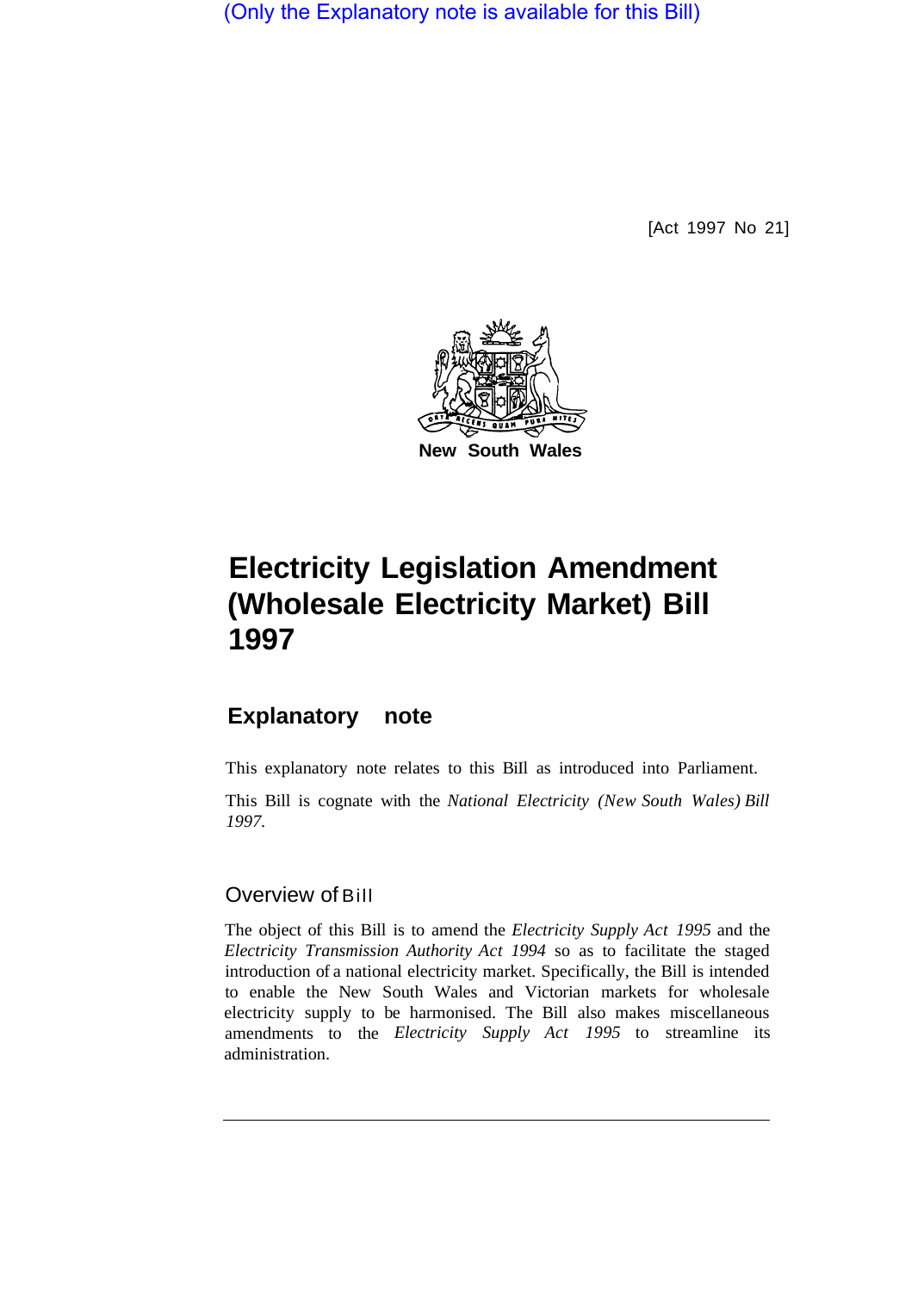(Only the Explanatory note is available for this Bill)

[Act 1997 No 21]

New South Wales

# Electricity Legislation Amendment (Wholesale Electricity Market) Bill 1997

## Explanatory note

This explanatory note relates to this Bill as introduced into Parliament.

This Bill is cognate with the *National Electricity (New South Wales) Bill 1997*.

### Overview of Bill

The object of this Bill is to amend the *Electricity Supply Act 1995* and the *Electricity Transmission Authority Act 1994* so as to facilitate the staged introduction of a national electricity market. Specifically, the Bill is intended to enable the New South Wales and Victorian markets for wholesale electricity supply to be harmonised. The Bill also makes miscellaneous amendments to the *Electricity Supply Act 1995* to streamline its administration.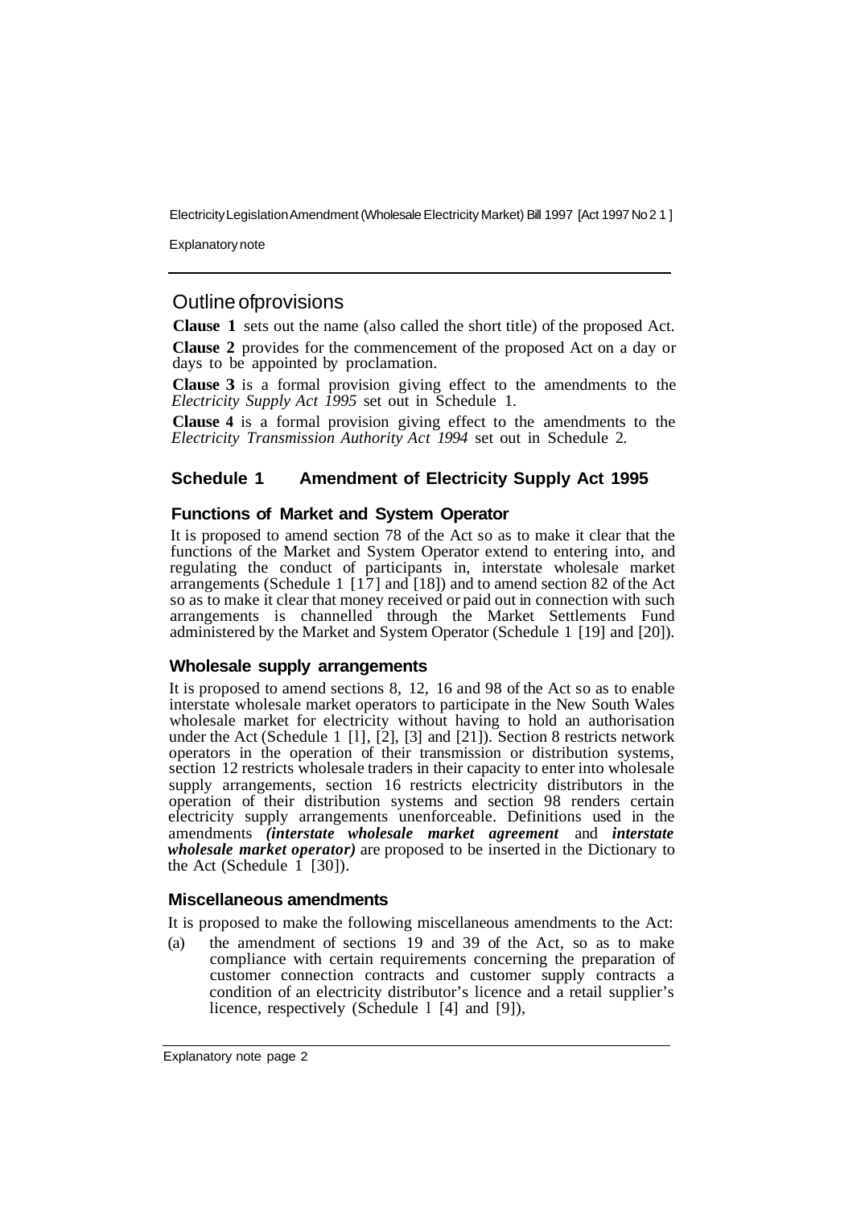## Outline of provisions

**Clause 1** sets out the name (also called the short title) of the proposed Act.

**Clause 2** provides for the commencement of the proposed Act on a day or days to be appointed by proclamation.

**Clause 3** is a formal provision giving effect to the amendments to the *Electricity Supply Act 1995* set out in Schedule 1.

**Clause 4** is a formal provision giving effect to the amendments to the *Electricity Transmission Authority Act 1994* set out in Schedule 2.

### Schedule 1 Amendment of Electricity Supply Act 1995

#### Functions of Market and System Operator

It is proposed to amend section 78 of the Act so as to make it clear that the functions of the Market and System Operator extend to entering into, and regulating the conduct of participants in, interstate wholesale market arrangements (Schedule 1 [17] and [18]) and to amend section 82 of the Act so as to make it clear that money received or paid out in connection with such arrangements is channelled through the Market Settlements Fund administered by the Market and System Operator (Schedule 1 [19] and [20]).

#### Wholesale supply arrangements

It is proposed to amend sections 8, 12, 16 and 98 of the Act so as to enable interstate wholesale market operators to participate in the New South Wales wholesale market for electricity without having to hold an authorisation under the Act (Schedule 1 [1], [2], [3] and [21]). Section 8 restricts network operators in the operation of their transmission or distribution systems, section 12 restricts wholesale traders in their capacity to enter into wholesale supply arrangements, section 16 restricts electricity distributors in the operation of their distribution systems and section 98 renders certain electricity supply arrangements unenforceable. Definitions used in the amendments ***(interstate wholesale market agreement*** and ***interstate wholesale market operator)*** are proposed to be inserted in the Dictionary to the Act (Schedule 1 [30]).

#### Miscellaneous amendments

It is proposed to make the following miscellaneous amendments to the Act:

(a) the amendment of sections 19 and 39 of the Act, so as to make compliance with certain requirements concerning the preparation of customer connection contracts and customer supply contracts a condition of an electricity distributor's licence and a retail supplier's licence, respectively (Schedule 1 [4] and [9]),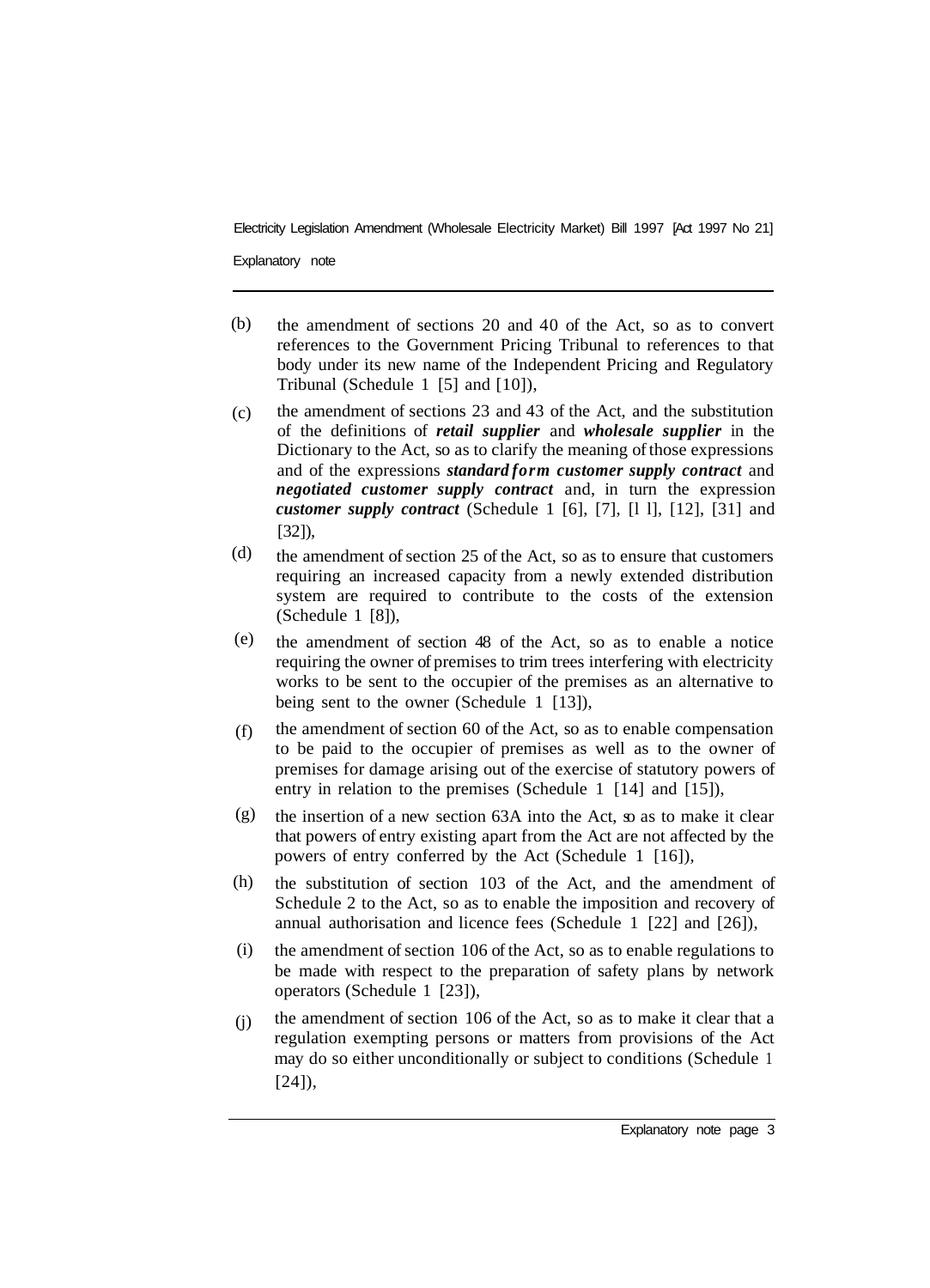(b) the amendment of sections 20 and 40 of the Act, so as to convert references to the Government Pricing Tribunal to references to that body under its new name of the Independent Pricing and Regulatory Tribunal (Schedule 1 [5] and [10]),

(c) the amendment of sections 23 and 43 of the Act, and the substitution of the definitions of ***retail supplier*** and ***wholesale supplier*** in the Dictionary to the Act, so as to clarify the meaning of those expressions and of the expressions ***standard form customer supply contract*** and ***negotiated customer supply contract*** and, in turn the expression ***customer supply contract*** (Schedule 1 [6], [7], [l l], [12], [31] and [32]),

(d) the amendment of section 25 of the Act, so as to ensure that customers requiring an increased capacity from a newly extended distribution system are required to contribute to the costs of the extension (Schedule 1 [8]),

(e) the amendment of section 48 of the Act, so as to enable a notice requiring the owner of premises to trim trees interfering with electricity works to be sent to the occupier of the premises as an alternative to being sent to the owner (Schedule 1 [13]),

(f) the amendment of section 60 of the Act, so as to enable compensation to be paid to the occupier of premises as well as to the owner of premises for damage arising out of the exercise of statutory powers of entry in relation to the premises (Schedule 1 [14] and [15]),

(g) the insertion of a new section 63A into the Act, so as to make it clear that powers of entry existing apart from the Act are not affected by the powers of entry conferred by the Act (Schedule 1 [16]),

(h) the substitution of section 103 of the Act, and the amendment of Schedule 2 to the Act, so as to enable the imposition and recovery of annual authorisation and licence fees (Schedule 1 [22] and [26]),

(i) the amendment of section 106 of the Act, so as to enable regulations to be made with respect to the preparation of safety plans by network operators (Schedule 1 [23]),

(j) the amendment of section 106 of the Act, so as to make it clear that a regulation exempting persons or matters from provisions of the Act may do so either unconditionally or subject to conditions (Schedule 1 [24]),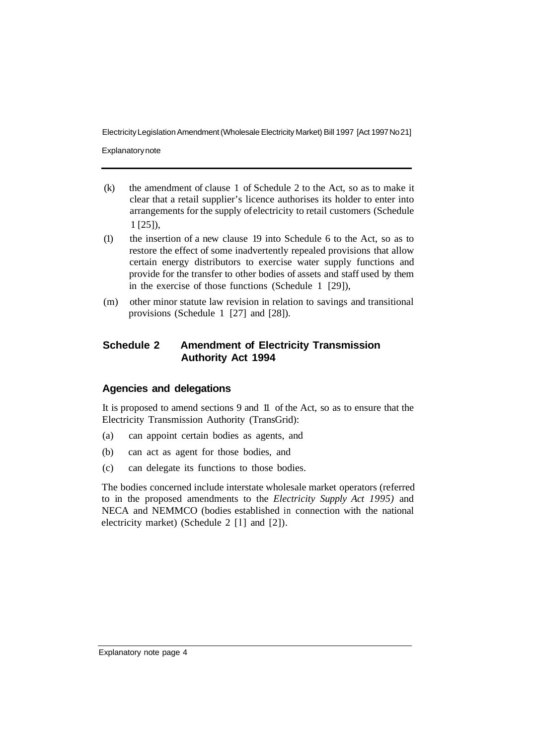(k) the amendment of clause 1 of Schedule 2 to the Act, so as to make it clear that a retail supplier's licence authorises its holder to enter into arrangements for the supply of electricity to retail customers (Schedule 1 [25]),

(l) the insertion of a new clause 19 into Schedule 6 to the Act, so as to restore the effect of some inadvertently repealed provisions that allow certain energy distributors to exercise water supply functions and provide for the transfer to other bodies of assets and staff used by them in the exercise of those functions (Schedule 1 [29]),

(m) other minor statute law revision in relation to savings and transitional provisions (Schedule 1 [27] and [28]).

## Schedule 2 Amendment of Electricity Transmission Authority Act 1994

### Agencies and delegations

It is proposed to amend sections 9 and 11 of the Act, so as to ensure that the Electricity Transmission Authority (TransGrid):

(a) can appoint certain bodies as agents, and

(b) can act as agent for those bodies, and

(c) can delegate its functions to those bodies.

The bodies concerned include interstate wholesale market operators (referred to in the proposed amendments to the *Electricity Supply Act 1995)* and NECA and NEMMCO (bodies established in connection with the national electricity market) (Schedule 2 [1] and [2]).